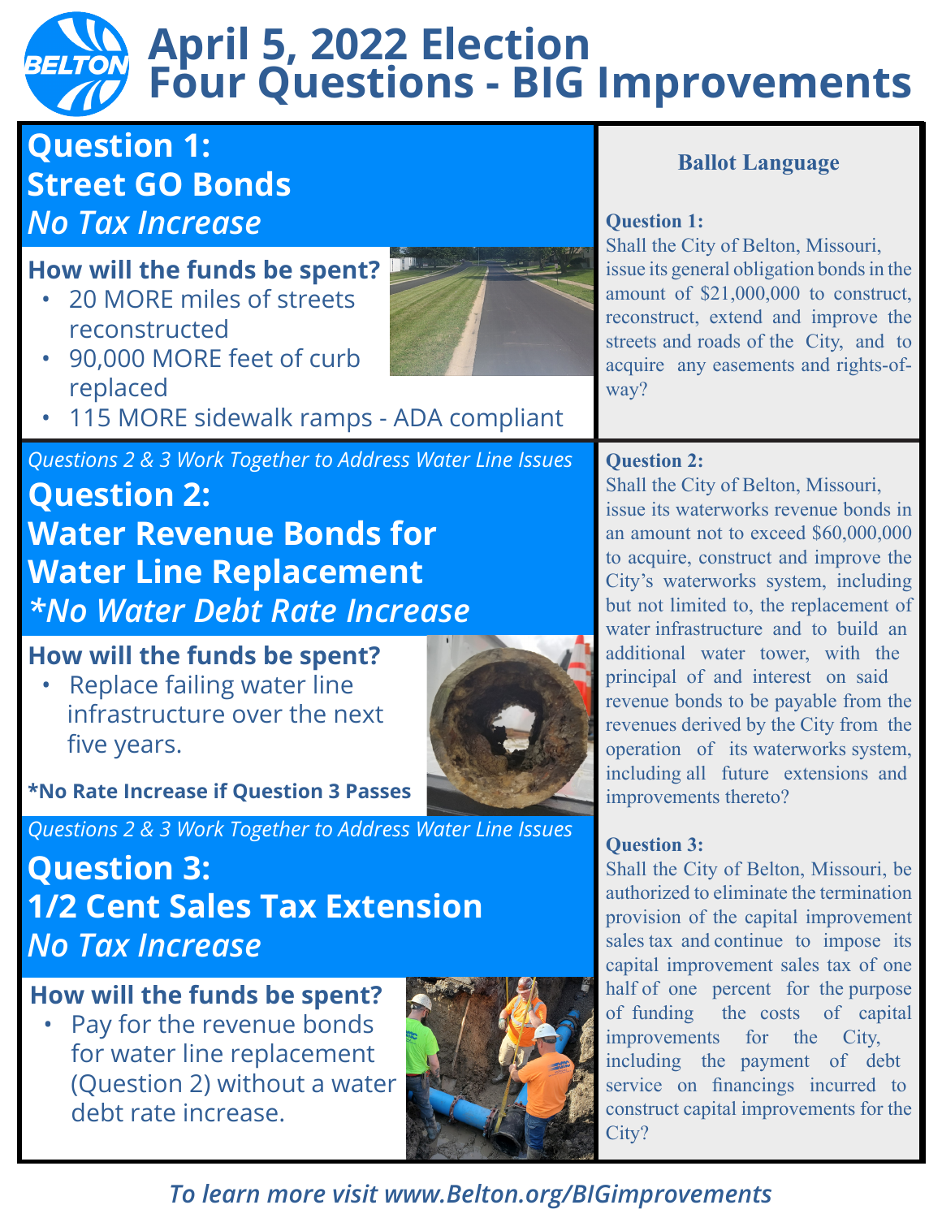# April 5, 2022 Election
# Four Questions - BIG Improvements

## Question 1:
## Street GO Bonds
### *No Tax Increase*

**How will the funds be spent?**

- 20 MORE miles of streets reconstructed
- 90,000 MORE feet of curb replaced
- 115 MORE sidewalk ramps - ADA compliant

*Questions 2 & 3 Work Together to Address Water Line Issues*

## Question 2:
## Water Revenue Bonds for Water Line Replacement
### **No Water Debt Rate Increase*

**How will the funds be spent?**

- Replace failing water line infrastructure over the next five years.

***No Rate Increase if Question 3 Passes**

*Questions 2 & 3 Work Together to Address Water Line Issues*

## Question 3:
## 1/2 Cent Sales Tax Extension
### *No Tax Increase*

**How will the funds be spent?**

- Pay for the revenue bonds for water line replacement (Question 2) without a water debt rate increase.

### Ballot Language

**Question 1:**
Shall the City of Belton, Missouri, issue its general obligation bonds in the amount of $21,000,000 to construct, reconstruct, extend and improve the streets and roads of the City, and to acquire any easements and rights-of-way?

**Question 2:**
Shall the City of Belton, Missouri, issue its waterworks revenue bonds in an amount not to exceed $60,000,000 to acquire, construct and improve the City's waterworks system, including but not limited to, the replacement of water infrastructure and to build an additional water tower, with the principal of and interest on said revenue bonds to be payable from the revenues derived by the City from the operation of its waterworks system, including all future extensions and improvements thereto?

**Question 3:**
Shall the City of Belton, Missouri, be authorized to eliminate the termination provision of the capital improvement sales tax and continue to impose its capital improvement sales tax of one half of one percent for the purpose of funding the costs of capital improvements for the City, including the payment of debt service on financings incurred to construct capital improvements for the City?

*To learn more visit www.Belton.org/BIGimprovements*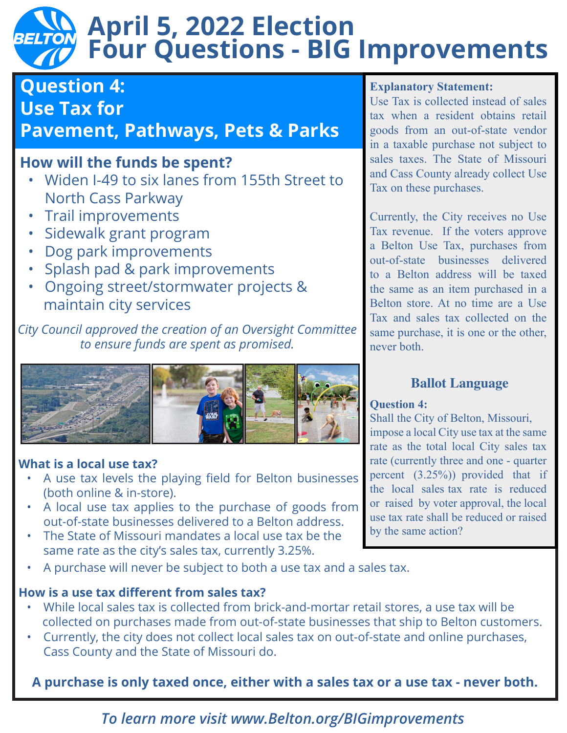# April 5, 2022 Election
# Four Questions - BIG Improvements

## Question 4: Use Tax for Pavement, Pathways, Pets & Parks

### How will the funds be spent?

- Widen I-49 to six lanes from 155th Street to North Cass Parkway
- Trail improvements
- Sidewalk grant program
- Dog park improvements
- Splash pad & park improvements
- Ongoing street/stormwater projects & maintain city services

*City Council approved the creation of an Oversight Committee to ensure funds are spent as promised.*

### What is a local use tax?

- A use tax levels the playing field for Belton businesses (both online & in-store).
- A local use tax applies to the purchase of goods from out-of-state businesses delivered to a Belton address.
- The State of Missouri mandates a local use tax be the same rate as the city's sales tax, currently 3.25%.
- A purchase will never be subject to both a use tax and a sales tax.

### How is a use tax different from sales tax?

- While local sales tax is collected from brick-and-mortar retail stores, a use tax will be collected on purchases made from out-of-state businesses that ship to Belton customers.
- Currently, the city does not collect local sales tax on out-of-state and online purchases, Cass County and the State of Missouri do.

**A purchase is only taxed once, either with a sales tax or a use tax - never both.**

**Explanatory Statement:**

Use Tax is collected instead of sales tax when a resident obtains retail goods from an out-of-state vendor in a taxable purchase not subject to sales taxes. The State of Missouri and Cass County already collect Use Tax on these purchases.

Currently, the City receives no Use Tax revenue. If the voters approve a Belton Use Tax, purchases from out-of-state businesses delivered to a Belton address will be taxed the same as an item purchased in a Belton store. At no time are a Use Tax and sales tax collected on the same purchase, it is one or the other, never both.

### Ballot Language

**Question 4:**

Shall the City of Belton, Missouri, impose a local City use tax at the same rate as the total local City sales tax rate (currently three and one - quarter percent (3.25%)) provided that if the local sales tax rate is reduced or raised by voter approval, the local use tax rate shall be reduced or raised by the same action?

*To learn more visit www.Belton.org/BIGimprovements*